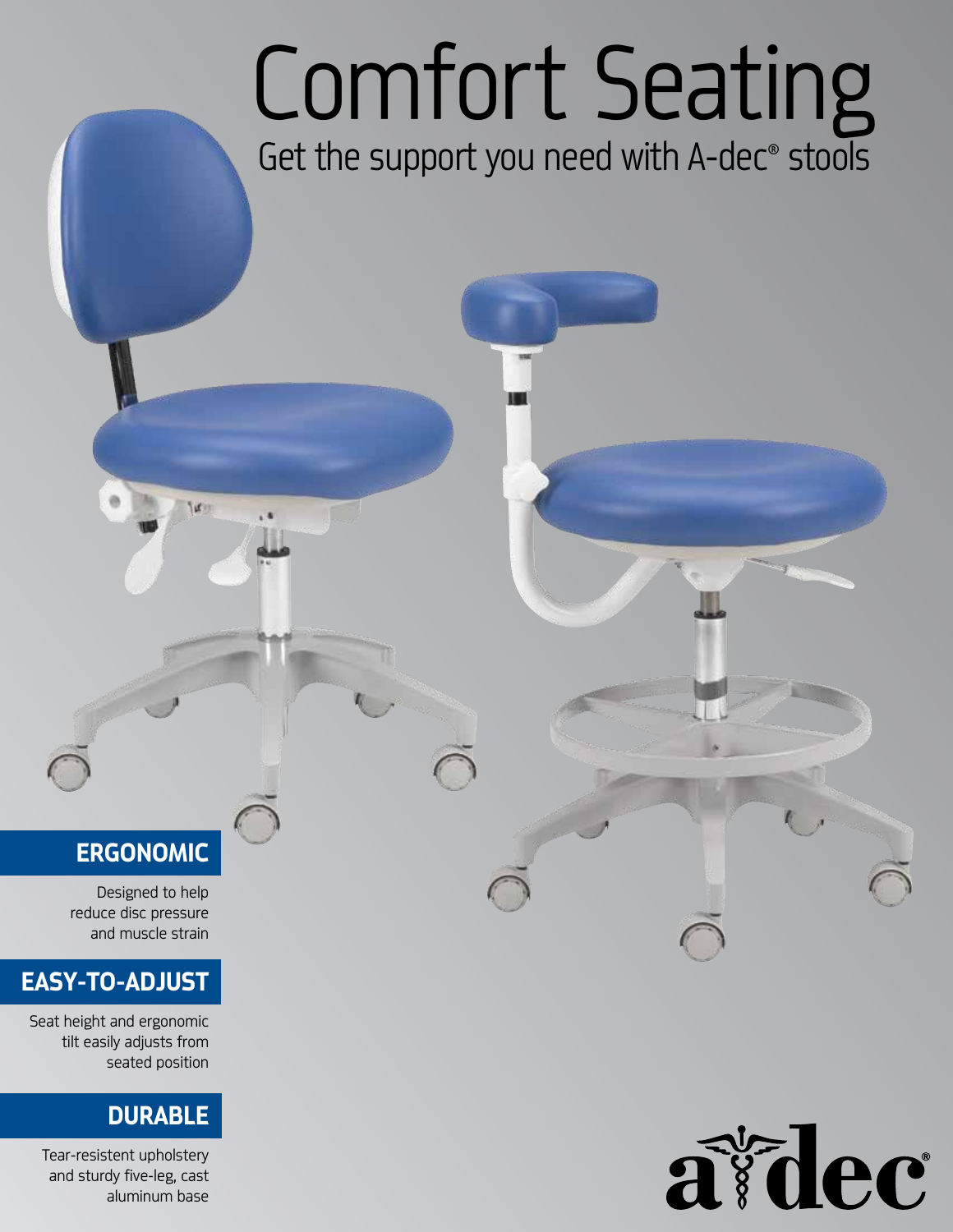# Comfort Seating

Get the support you need with A-dec® stools

## ERGONOMIC

Designed to help reduce disc pressure and muscle strain

## EASY-TO-ADJUST

Seat height and ergonomic tilt easily adjusts from seated position

## DURABLE

Tear-resistent upholstery and sturdy five-leg, cast aluminum base

a-dec®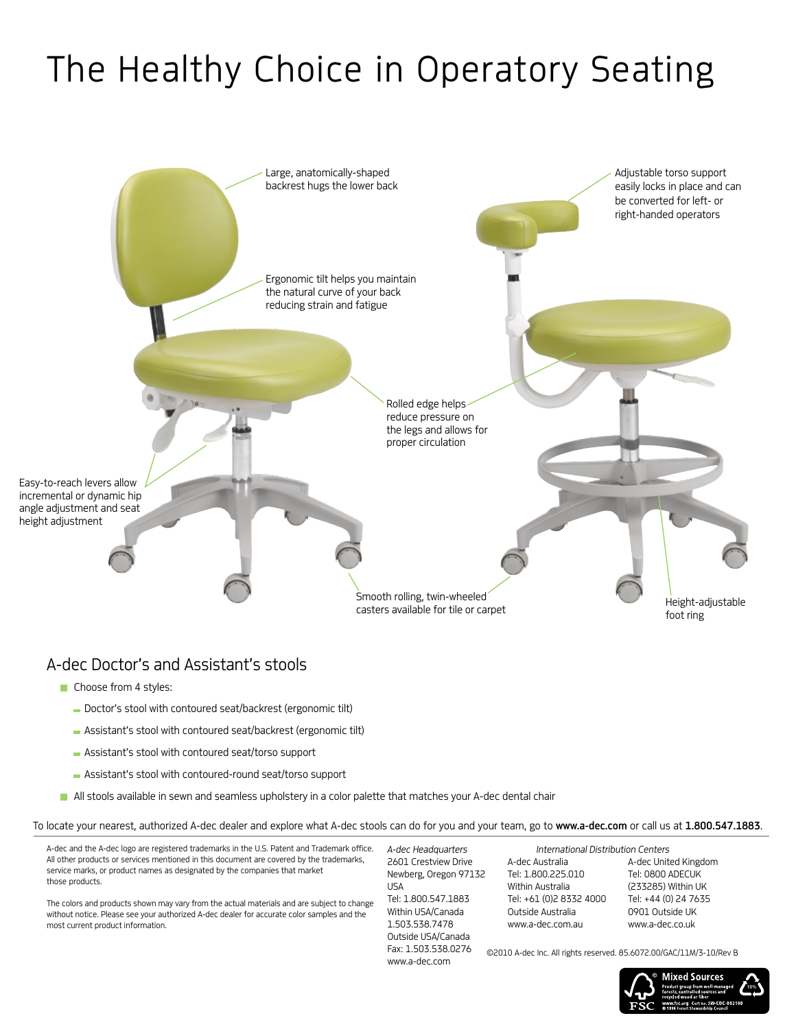# The Healthy Choice in Operatory Seating

Large, anatomically-shaped backrest hugs the lower back

Adjustable torso support easily locks in place and can be converted for left- or right-handed operators

Ergonomic tilt helps you maintain the natural curve of your back reducing strain and fatigue

Rolled edge helps reduce pressure on the legs and allows for proper circulation

Easy-to-reach levers allow incremental or dynamic hip angle adjustment and seat height adjustment

Smooth rolling, twin-wheeled casters available for tile or carpet

Height-adjustable foot ring

## A-dec Doctor's and Assistant's stools

- Choose from 4 styles:
  - Doctor's stool with contoured seat/backrest (ergonomic tilt)
  - Assistant's stool with contoured seat/backrest (ergonomic tilt)
  - Assistant's stool with contoured seat/torso support
  - Assistant's stool with contoured-round seat/torso support
- All stools available in sewn and seamless upholstery in a color palette that matches your A-dec dental chair

To locate your nearest, authorized A-dec dealer and explore what A-dec stools can do for you and your team, go to **www.a-dec.com** or call us at **1.800.547.1883**.

A-dec and the A-dec logo are registered trademarks in the U.S. Patent and Trademark office. All other products or services mentioned in this document are covered by the trademarks, service marks, or product names as designated by the companies that market those products.

The colors and products shown may vary from the actual materials and are subject to change without notice. Please see your authorized A-dec dealer for accurate color samples and the most current product information.

*A-dec Headquarters*
2601 Crestview Drive
Newberg, Oregon 97132
USA
Tel: 1.800.547.1883
Within USA/Canada
1.503.538.7478
Outside USA/Canada
Fax: 1.503.538.0276
www.a-dec.com

*International Distribution Centers*

A-dec Australia
Tel: 1.800.225.010
Within Australia
Tel: +61 (0)2 8332 4000
Outside Australia
www.a-dec.com.au

A-dec United Kingdom
Tel: 0800 ADECUK
(233285) Within UK
Tel: +44 (0) 24 7635
0901 Outside UK
www.a-dec.co.uk

©2010 A-dec Inc. All rights reserved. 85.6072.00/GAC/11M/3-10/Rev B

FSC Mixed Sources
Product group from well-managed forests, controlled sources and recycled wood or fiber
www.fsc.org Cert no. SW-COC-002180
© 1996 Forest Stewardship Council